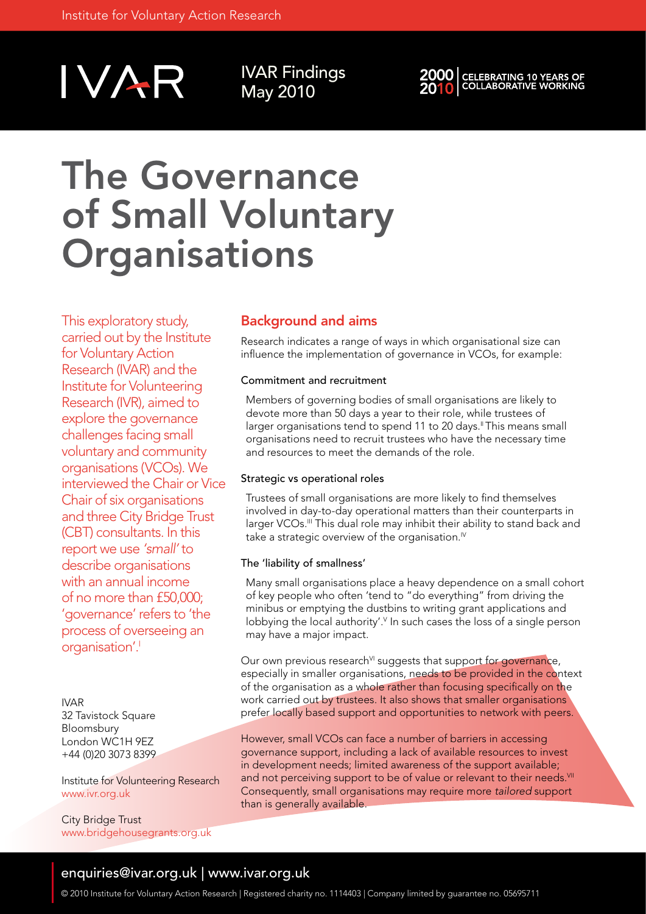IVAR

IVAR Findings
May 2010

2000 | 2010 CELEBRATING 10 YEARS OF COLLABORATIVE WORKING

# The Governance of Small Voluntary Organisations

This exploratory study, carried out by the Institute for Voluntary Action Research (IVAR) and the Institute for Volunteering Research (IVR), aimed to explore the governance challenges facing small voluntary and community organisations (VCOs). We interviewed the Chair or Vice Chair of six organisations and three City Bridge Trust (CBT) consultants. In this report we use *'small'* to describe organisations with an annual income of no more than £50,000; 'governance' refers to 'the process of overseeing an organisation'.[I]

IVAR
32 Tavistock Square
Bloomsbury
London WC1H 9EZ
+44 (0)20 3073 8399

Institute for Volunteering Research
www.ivr.org.uk

City Bridge Trust
www.bridgehousegrants.org.uk

## Background and aims

Research indicates a range of ways in which organisational size can influence the implementation of governance in VCOs, for example:

### Commitment and recruitment

Members of governing bodies of small organisations are likely to devote more than 50 days a year to their role, while trustees of larger organisations tend to spend 11 to 20 days.[II] This means small organisations need to recruit trustees who have the necessary time and resources to meet the demands of the role.

### Strategic vs operational roles

Trustees of small organisations are more likely to find themselves involved in day-to-day operational matters than their counterparts in larger VCOs.[III] This dual role may inhibit their ability to stand back and take a strategic overview of the organisation.[IV]

### The 'liability of smallness'

Many small organisations place a heavy dependence on a small cohort of key people who often 'tend to "do everything" from driving the minibus or emptying the dustbins to writing grant applications and lobbying the local authority'.[V] In such cases the loss of a single person may have a major impact.

Our own previous research[VI] suggests that support for governance, especially in smaller organisations, needs to be provided in the context of the organisation as a whole rather than focusing specifically on the work carried out by trustees. It also shows that smaller organisations prefer locally based support and opportunities to network with peers.

However, small VCOs can face a number of barriers in accessing governance support, including a lack of available resources to invest in development needs; limited awareness of the support available; and not perceiving support to be of value or relevant to their needs.[VII] Consequently, small organisations may require more *tailored* support than is generally available.

enquiries@ivar.org.uk | www.ivar.org.uk

© 2010 Institute for Voluntary Action Research | Registered charity no. 1114403 | Company limited by guarantee no. 05695711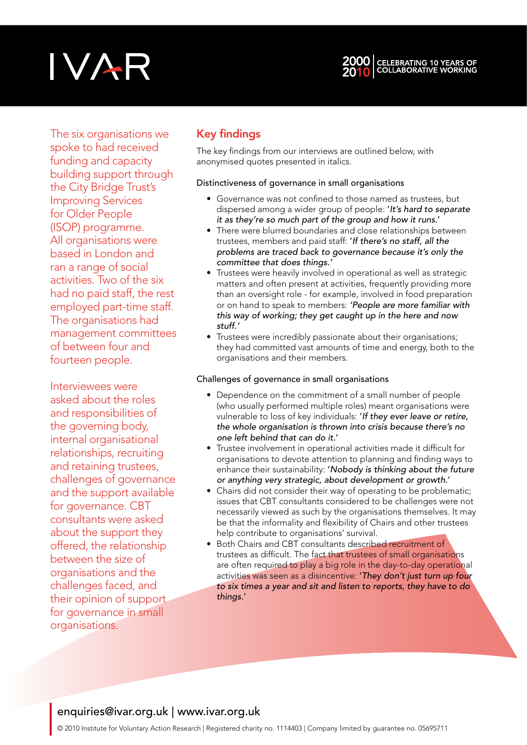The six organisations we spoke to had received funding and capacity building support through the City Bridge Trust's Improving Services for Older People (ISOP) programme. All organisations were based in London and ran a range of social activities. Two of the six had no paid staff, the rest employed part-time staff. The organisations had management committees of between four and fourteen people.

Interviewees were asked about the roles and responsibilities of the governing body, internal organisational relationships, recruiting and retaining trustees, challenges of governance and the support available for governance. CBT consultants were asked about the support they offered, the relationship between the size of organisations and the challenges faced, and their opinion of support for governance in small organisations.

## Key findings

The key findings from our interviews are outlined below, with anonymised quotes presented in italics.

### Distinctiveness of governance in small organisations

- Governance was not confined to those named as trustees, but dispersed among a wider group of people: '*It's hard to separate it as they're so much part of the group and how it runs.*'
- There were blurred boundaries and close relationships between trustees, members and paid staff: '*If there's no staff, all the problems are traced back to governance because it's only the committee that does things.*'
- Trustees were heavily involved in operational as well as strategic matters and often present at activities, frequently providing more than an oversight role - for example, involved in food preparation or on hand to speak to members: *'People are more familiar with this way of working; they get caught up in the here and now stuff.'*
- Trustees were incredibly passionate about their organisations; they had committed vast amounts of time and energy, both to the organisations and their members.

### Challenges of governance in small organisations

- Dependence on the commitment of a small number of people (who usually performed multiple roles) meant organisations were vulnerable to loss of key individuals: '*If they ever leave or retire, the whole organisation is thrown into crisis because there's no one left behind that can do it.*'
- Trustee involvement in operational activities made it difficult for organisations to devote attention to planning and finding ways to enhance their sustainability: '*Nobody is thinking about the future or anything very strategic, about development or growth.*'
- Chairs did not consider their way of operating to be problematic; issues that CBT consultants considered to be challenges were not necessarily viewed as such by the organisations themselves. It may be that the informality and flexibility of Chairs and other trustees help contribute to organisations' survival.
- Both Chairs and CBT consultants described recruitment of trustees as difficult. The fact that trustees of small organisations are often required to play a big role in the day-to-day operational activities was seen as a disincentive: '*They don't just turn up four to six times a year and sit and listen to reports, they have to do things.*'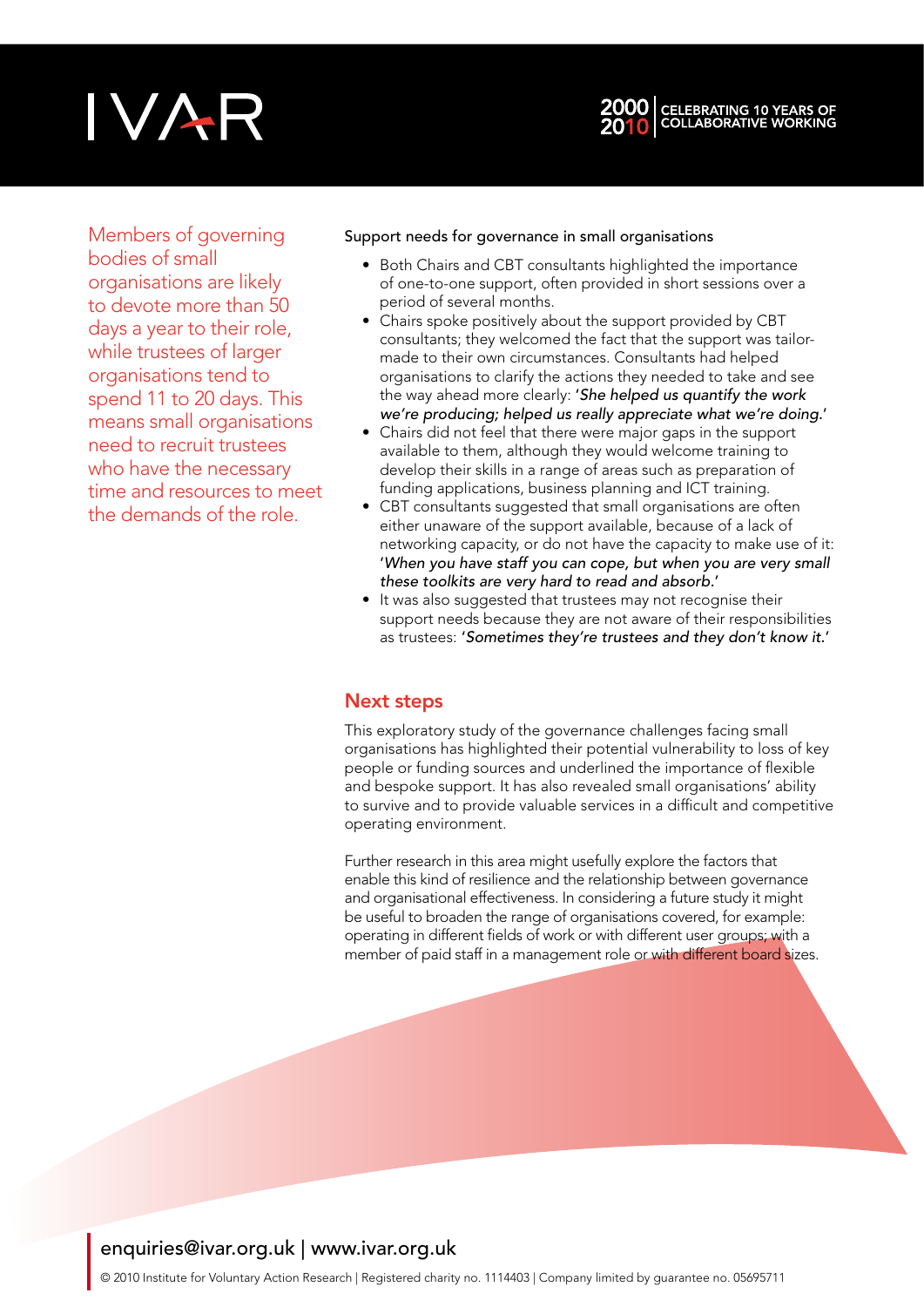Members of governing bodies of small organisations are likely to devote more than 50 days a year to their role, while trustees of larger organisations tend to spend 11 to 20 days. This means small organisations need to recruit trustees who have the necessary time and resources to meet the demands of the role.

Support needs for governance in small organisations

- Both Chairs and CBT consultants highlighted the importance of one-to-one support, often provided in short sessions over a period of several months.
- Chairs spoke positively about the support provided by CBT consultants; they welcomed the fact that the support was tailor-made to their own circumstances. Consultants had helped organisations to clarify the actions they needed to take and see the way ahead more clearly: '*She helped us quantify the work we're producing; helped us really appreciate what we're doing.*'
- Chairs did not feel that there were major gaps in the support available to them, although they would welcome training to develop their skills in a range of areas such as preparation of funding applications, business planning and ICT training.
- CBT consultants suggested that small organisations are often either unaware of the support available, because of a lack of networking capacity, or do not have the capacity to make use of it: '*When you have staff you can cope, but when you are very small these toolkits are very hard to read and absorb.*'
- It was also suggested that trustees may not recognise their support needs because they are not aware of their responsibilities as trustees: '*Sometimes they're trustees and they don't know it.*'

## Next steps

This exploratory study of the governance challenges facing small organisations has highlighted their potential vulnerability to loss of key people or funding sources and underlined the importance of flexible and bespoke support. It has also revealed small organisations' ability to survive and to provide valuable services in a difficult and competitive operating environment.

Further research in this area might usefully explore the factors that enable this kind of resilience and the relationship between governance and organisational effectiveness. In considering a future study it might be useful to broaden the range of organisations covered, for example: operating in different fields of work or with different user groups; with a member of paid staff in a management role or with different board sizes.

enquiries@ivar.org.uk | www.ivar.org.uk

© 2010 Institute for Voluntary Action Research | Registered charity no. 1114403 | Company limited by guarantee no. 05695711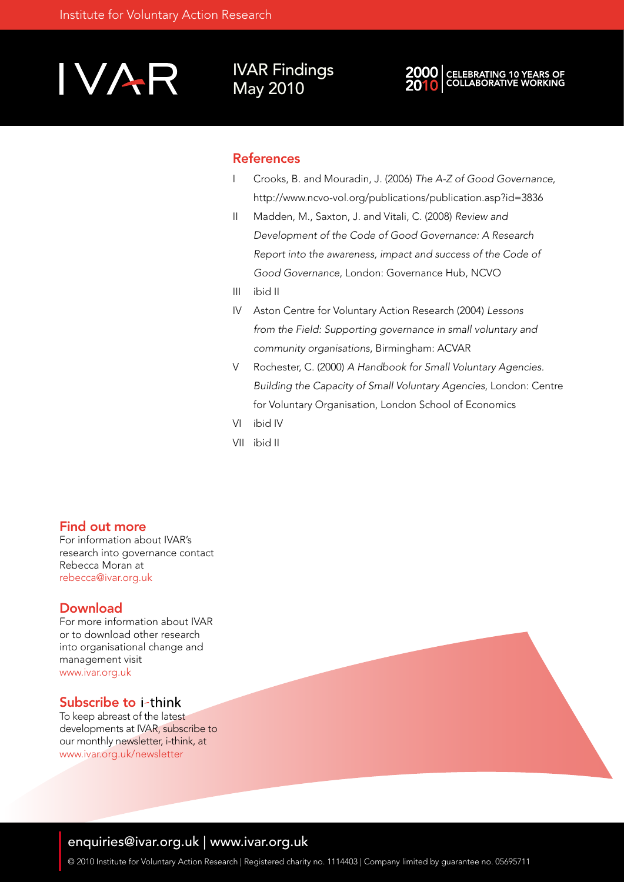## References

I Crooks, B. and Mouradin, J. (2006) *The A-Z of Good Governance*, http://www.ncvo-vol.org/publications/publication.asp?id=3836

II Madden, M., Saxton, J. and Vitali, C. (2008) *Review and Development of the Code of Good Governance: A Research Report into the awareness, impact and success of the Code of Good Governance*, London: Governance Hub, NCVO

III ibid II

IV Aston Centre for Voluntary Action Research (2004) *Lessons from the Field: Supporting governance in small voluntary and community organisations*, Birmingham: ACVAR

V Rochester, C. (2000) *A Handbook for Small Voluntary Agencies. Building the Capacity of Small Voluntary Agencies*, London: Centre for Voluntary Organisation, London School of Economics

VI ibid IV

VII ibid II

## Find out more

For information about IVAR's research into governance contact Rebecca Moran at rebecca@ivar.org.uk

## Download

For more information about IVAR or to download other research into organisational change and management visit www.ivar.org.uk

## Subscribe to i-think

To keep abreast of the latest developments at IVAR, subscribe to our monthly newsletter, i-think, at www.ivar.org.uk/newsletter

enquiries@ivar.org.uk | www.ivar.org.uk

© 2010 Institute for Voluntary Action Research | Registered charity no. 1114403 | Company limited by guarantee no. 05695711